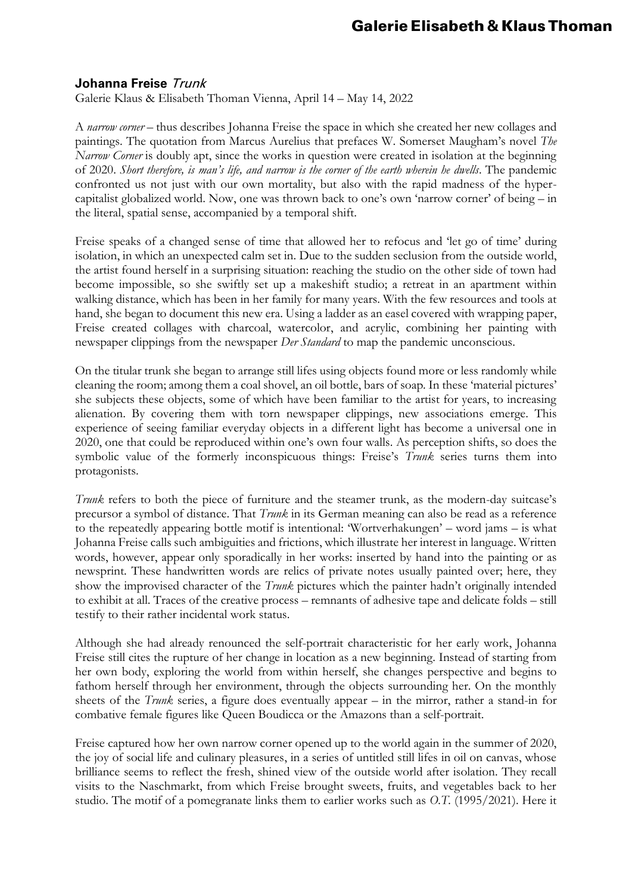**Johanna Freise** *Trunk*

Galerie Klaus & Elisabeth Thoman Vienna, April 14 – May 14, 2022

A *narrow corner* – thus describes Johanna Freise the space in which she created her new collages and paintings. The quotation from Marcus Aurelius that prefaces W. Somerset Maugham's novel *The Narrow Corner* is doubly apt, since the works in question were created in isolation at the beginning of 2020. *Short therefore, is man's life, and narrow is the corner of the earth wherein he dwells*. The pandemic confronted us not just with our own mortality, but also with the rapid madness of the hyper-capitalist globalized world. Now, one was thrown back to one's own 'narrow corner' of being – in the literal, spatial sense, accompanied by a temporal shift.

Freise speaks of a changed sense of time that allowed her to refocus and 'let go of time' during isolation, in which an unexpected calm set in. Due to the sudden seclusion from the outside world, the artist found herself in a surprising situation: reaching the studio on the other side of town had become impossible, so she swiftly set up a makeshift studio; a retreat in an apartment within walking distance, which has been in her family for many years. With the few resources and tools at hand, she began to document this new era. Using a ladder as an easel covered with wrapping paper, Freise created collages with charcoal, watercolor, and acrylic, combining her painting with newspaper clippings from the newspaper *Der Standard* to map the pandemic unconscious.

On the titular trunk she began to arrange still lifes using objects found more or less randomly while cleaning the room; among them a coal shovel, an oil bottle, bars of soap. In these 'material pictures' she subjects these objects, some of which have been familiar to the artist for years, to increasing alienation. By covering them with torn newspaper clippings, new associations emerge. This experience of seeing familiar everyday objects in a different light has become a universal one in 2020, one that could be reproduced within one's own four walls. As perception shifts, so does the symbolic value of the formerly inconspicuous things: Freise's *Trunk* series turns them into protagonists.

*Trunk* refers to both the piece of furniture and the steamer trunk, as the modern-day suitcase's precursor a symbol of distance. That *Trunk* in its German meaning can also be read as a reference to the repeatedly appearing bottle motif is intentional: 'Wortverhakungen' – word jams – is what Johanna Freise calls such ambiguities and frictions, which illustrate her interest in language. Written words, however, appear only sporadically in her works: inserted by hand into the painting or as newsprint. These handwritten words are relics of private notes usually painted over; here, they show the improvised character of the *Trunk* pictures which the painter hadn't originally intended to exhibit at all. Traces of the creative process – remnants of adhesive tape and delicate folds – still testify to their rather incidental work status.

Although she had already renounced the self-portrait characteristic for her early work, Johanna Freise still cites the rupture of her change in location as a new beginning. Instead of starting from her own body, exploring the world from within herself, she changes perspective and begins to fathom herself through her environment, through the objects surrounding her. On the monthly sheets of the *Trunk* series, a figure does eventually appear – in the mirror, rather a stand-in for combative female figures like Queen Boudicca or the Amazons than a self-portrait.

Freise captured how her own narrow corner opened up to the world again in the summer of 2020, the joy of social life and culinary pleasures, in a series of untitled still lifes in oil on canvas, whose brilliance seems to reflect the fresh, shined view of the outside world after isolation. They recall visits to the Naschmarkt, from which Freise brought sweets, fruits, and vegetables back to her studio. The motif of a pomegranate links them to earlier works such as *O.T.* (1995/2021). Here it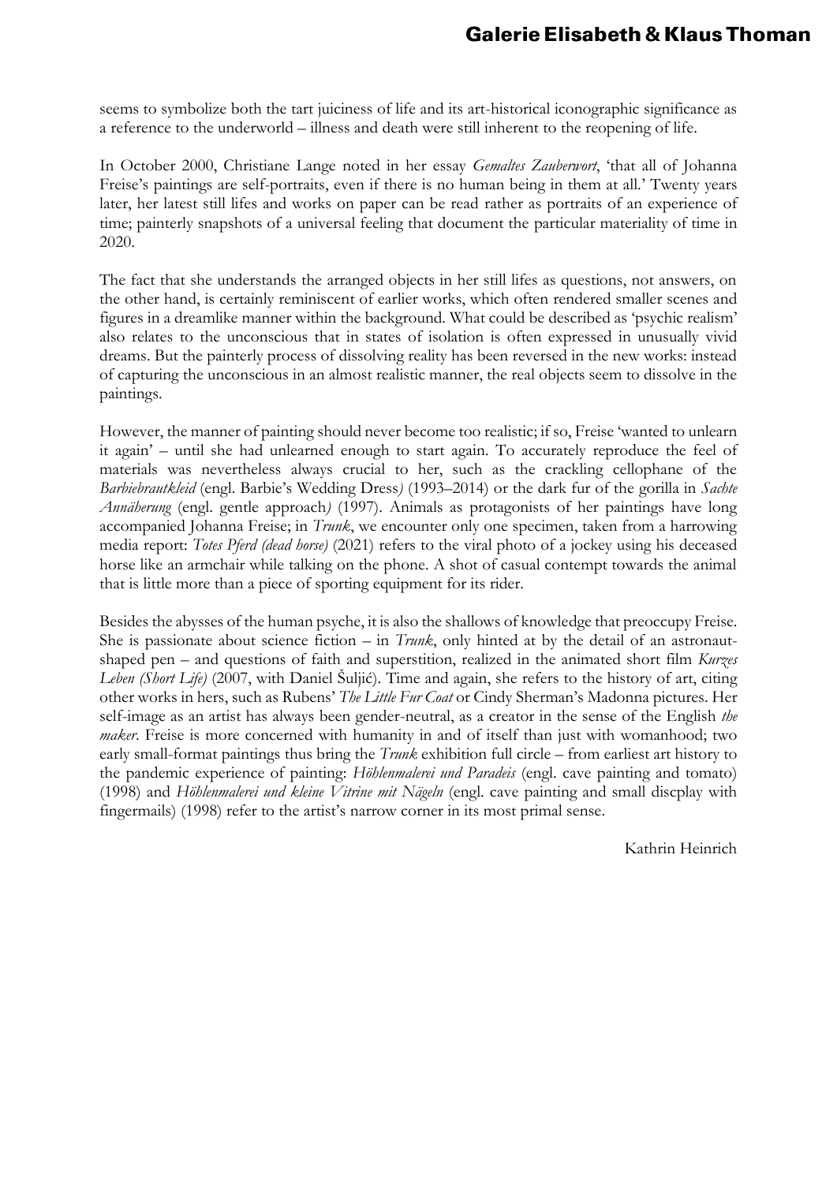seems to symbolize both the tart juiciness of life and its art-historical iconographic significance as a reference to the underworld – illness and death were still inherent to the reopening of life.

In October 2000, Christiane Lange noted in her essay *Gemaltes Zauberwort*, 'that all of Johanna Freise's paintings are self-portraits, even if there is no human being in them at all.' Twenty years later, her latest still lifes and works on paper can be read rather as portraits of an experience of time; painterly snapshots of a universal feeling that document the particular materiality of time in 2020.

The fact that she understands the arranged objects in her still lifes as questions, not answers, on the other hand, is certainly reminiscent of earlier works, which often rendered smaller scenes and figures in a dreamlike manner within the background. What could be described as 'psychic realism' also relates to the unconscious that in states of isolation is often expressed in unusually vivid dreams. But the painterly process of dissolving reality has been reversed in the new works: instead of capturing the unconscious in an almost realistic manner, the real objects seem to dissolve in the paintings.

However, the manner of painting should never become too realistic; if so, Freise 'wanted to unlearn it again' – until she had unlearned enough to start again. To accurately reproduce the feel of materials was nevertheless always crucial to her, such as the crackling cellophane of the *Barbiebrautkleid* (engl. Barbie's Wedding Dress*)* (1993–2014) or the dark fur of the gorilla in *Sachte Annäherung* (engl. gentle approach*)* (1997). Animals as protagonists of her paintings have long accompanied Johanna Freise; in *Trunk*, we encounter only one specimen, taken from a harrowing media report: *Totes Pferd (dead horse)* (2021) refers to the viral photo of a jockey using his deceased horse like an armchair while talking on the phone. A shot of casual contempt towards the animal that is little more than a piece of sporting equipment for its rider.

Besides the abysses of the human psyche, it is also the shallows of knowledge that preoccupy Freise. She is passionate about science fiction – in *Trunk*, only hinted at by the detail of an astronaut-shaped pen – and questions of faith and superstition, realized in the animated short film *Kurzes Leben (Short Life)* (2007, with Daniel Šuljić). Time and again, she refers to the history of art, citing other works in hers, such as Rubens' *The Little Fur Coat* or Cindy Sherman's Madonna pictures. Her self-image as an artist has always been gender-neutral, as a creator in the sense of the English *the maker*. Freise is more concerned with humanity in and of itself than just with womanhood; two early small-format paintings thus bring the *Trunk* exhibition full circle – from earliest art history to the pandemic experience of painting: *Höhlenmalerei und Paradeis* (engl. cave painting and tomato) (1998) and *Höhlenmalerei und kleine Vitrine mit Nägeln* (engl. cave painting and small discplay with fingermails) (1998) refer to the artist's narrow corner in its most primal sense.

Kathrin Heinrich